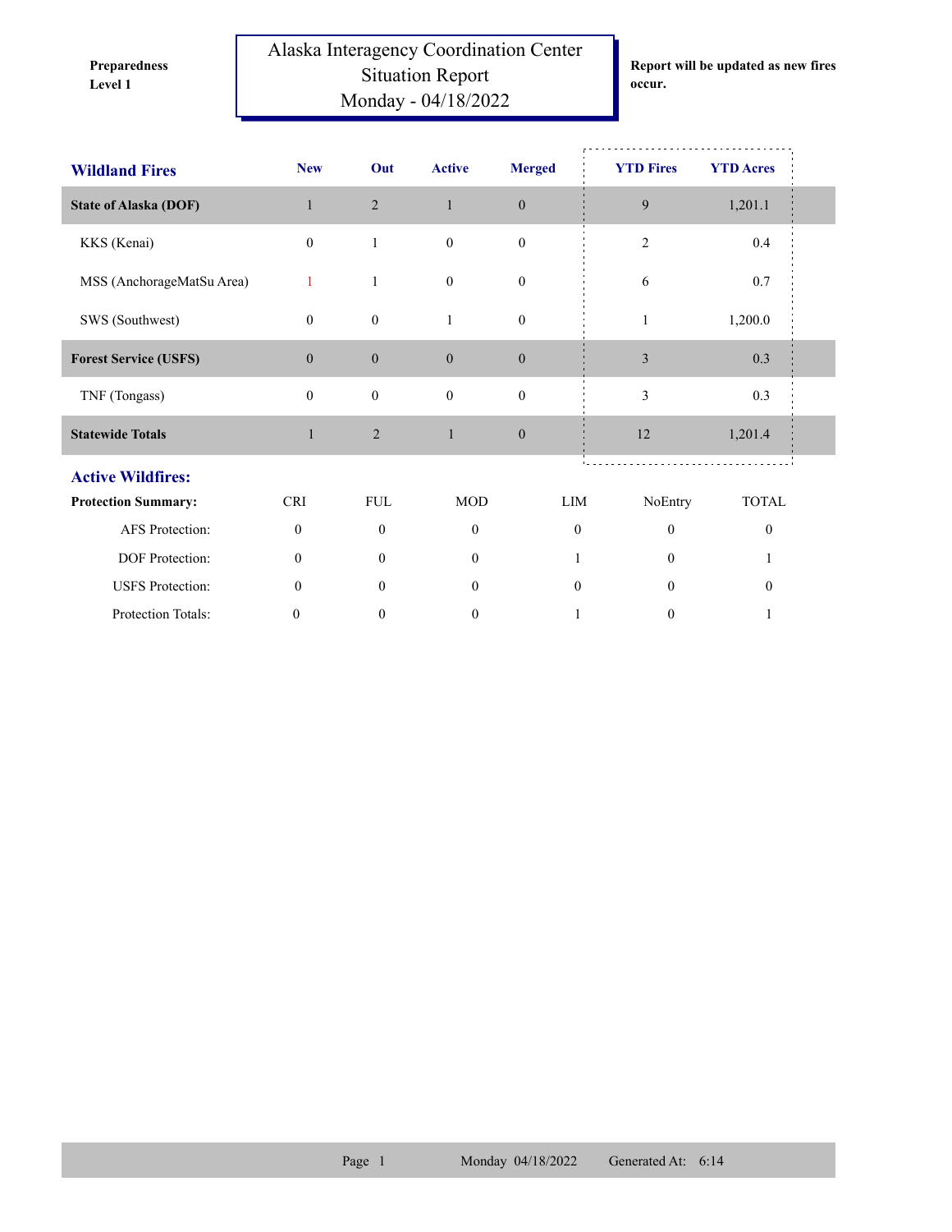**Preparedness Level 1**

# Alaska Interagency Coordination Center Situation Report Monday - 04/18/2022

**Report will be updated as new fires occur.**

| Wildland Fires | New | Out | Active | Merged | YTD Fires | YTD Acres |
|---|---|---|---|---|---|---|
| **State of Alaska (DOF)** | 1 | 2 | 1 | 0 | 9 | 1,201.1 |
| KKS (Kenai) | 0 | 1 | 0 | 0 | 2 | 0.4 |
| MSS (AnchorageMatSu Area) | 1 | 1 | 0 | 0 | 6 | 0.7 |
| SWS (Southwest) | 0 | 0 | 1 | 0 | 1 | 1,200.0 |
| **Forest Service (USFS)** | 0 | 0 | 0 | 0 | 3 | 0.3 |
| TNF (Tongass) | 0 | 0 | 0 | 0 | 3 | 0.3 |
| **Statewide Totals** | 1 | 2 | 1 | 0 | 12 | 1,201.4 |

## Active Wildfires:

| Protection Summary: | CRI | FUL | MOD | LIM | NoEntry | TOTAL |
|---|---|---|---|---|---|---|
| AFS Protection: | 0 | 0 | 0 | 0 | 0 | 0 |
| DOF Protection: | 0 | 0 | 0 | 1 | 0 | 1 |
| USFS Protection: | 0 | 0 | 0 | 0 | 0 | 0 |
| Protection Totals: | 0 | 0 | 0 | 1 | 0 | 1 |

Monday 04/18/2022 Generated At: 6:14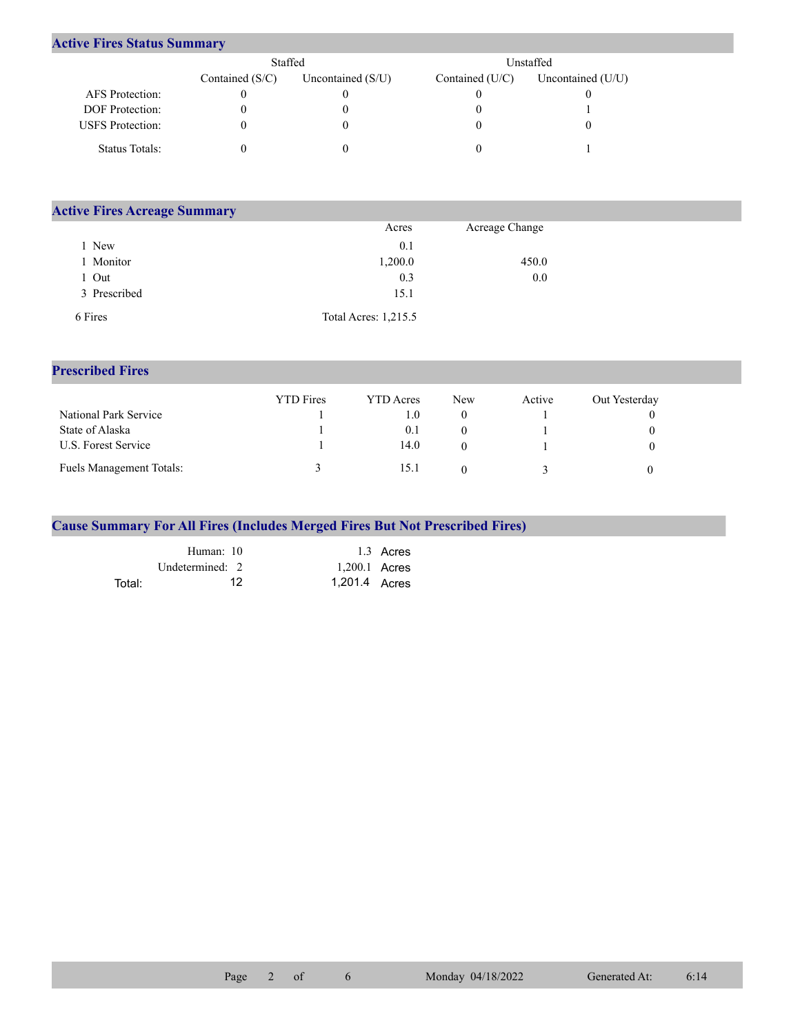## Active Fires Status Summary

| | Staffed | | Unstaffed | |
|---|---|---|---|---|
| | Contained (S/C) | Uncontained (S/U) | Contained (U/C) | Uncontained (U/U) |
| AFS Protection: | 0 | 0 | 0 | 0 |
| DOF Protection: | 0 | 0 | 0 | 1 |
| USFS Protection: | 0 | 0 | 0 | 0 |
| Status Totals: | 0 | 0 | 0 | 1 |

## Active Fires Acreage Summary

| | Acres | Acreage Change |
|---|---|---|
| 1 New | 0.1 | |
| 1 Monitor | 1,200.0 | 450.0 |
| 1 Out | 0.3 | 0.0 |
| 3 Prescribed | 15.1 | |
| 6 Fires | Total Acres: 1,215.5 | |

## Prescribed Fires

| | YTD Fires | YTD Acres | New | Active | Out Yesterday |
|---|---|---|---|---|---|
| National Park Service | 1 | 1.0 | 0 | 1 | 0 |
| State of Alaska | 1 | 0.1 | 0 | 1 | 0 |
| U.S. Forest Service | 1 | 14.0 | 0 | 1 | 0 |
| Fuels Management Totals: | 3 | 15.1 | 0 | 3 | 0 |

## Cause Summary For All Fires (Includes Merged Fires But Not Prescribed Fires)

| | | |
|---|---|---|
| Human: | 10 | 1.3 Acres |
| Undetermined: | 2 | 1,200.1 Acres |
| Total: | 12 | 1,201.4 Acres |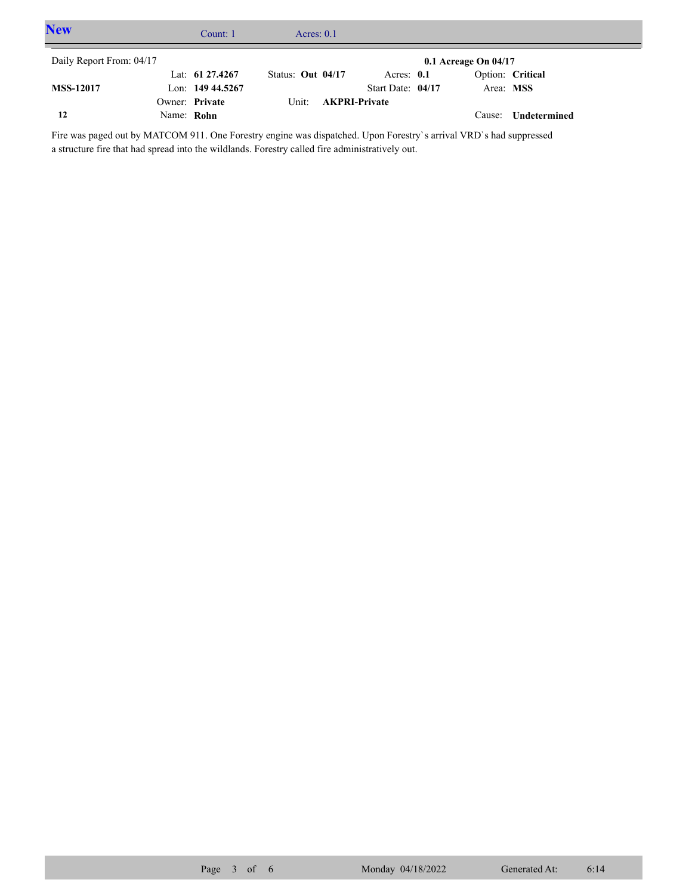## New

Count: 1 Acres: 0.1

Daily Report From: 04/17

**0.1 Acreage On 04/17**

| | | | | | |
|---|---|---|---|---|---|
| | Lat: **61 27.4267** | Status: **Out 04/17** | Acres: **0.1** | Option: **Critical** | |
| **MSS-12017** | Lon: **149 44.5267** | | Start Date: **04/17** | Area: **MSS** | |
| | Owner: **Private** | Unit: **AKPRI-Private** | | | |
| **12** | Name: **Rohn** | | | Cause: **Undetermined** | |

Fire was paged out by MATCOM 911. One Forestry engine was dispatched. Upon Forestry`s arrival VRD`s had suppressed a structure fire that had spread into the wildlands. Forestry called fire administratively out.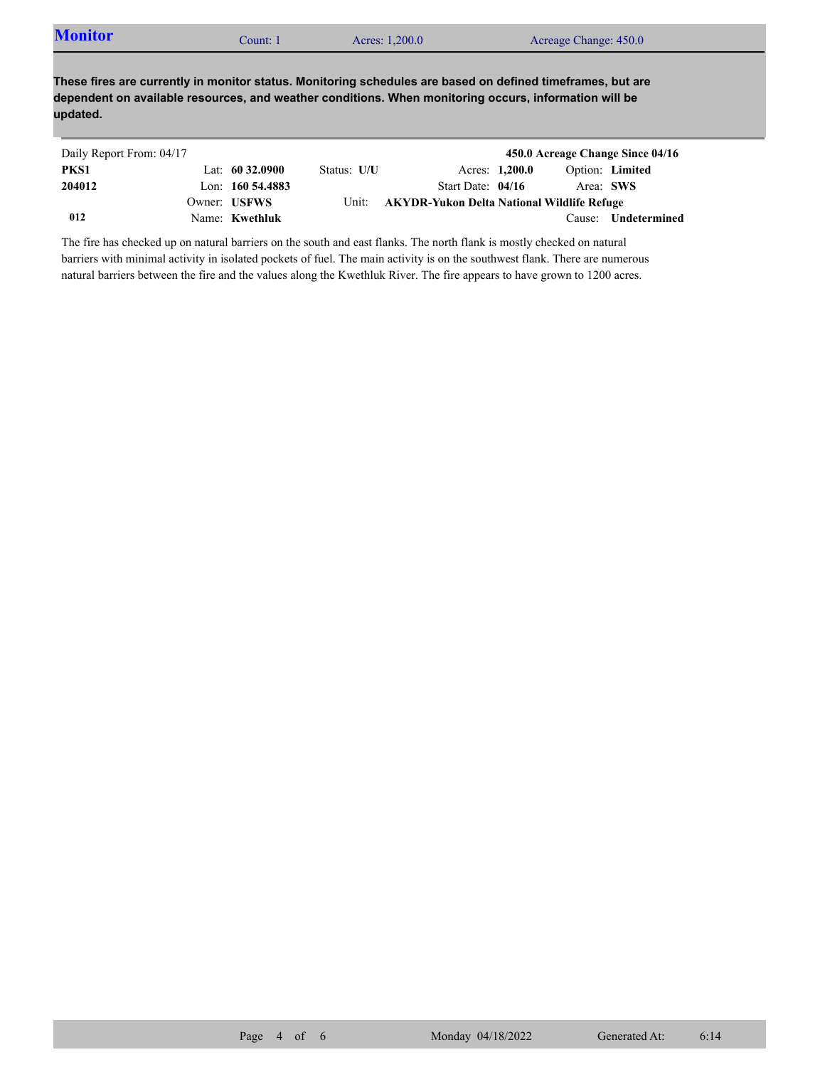## Monitor

Count: 1 | Acres: 1,200.0 | Acreage Change: 450.0

**These fires are currently in monitor status. Monitoring schedules are based on defined timeframes, but are dependent on available resources, and weather conditions. When monitoring occurs, information will be updated.**

| Daily Report From: 04/17 | | | | | **450.0 Acreage Change Since 04/16** |
|---|---|---|---|---|---|
| **PKS1** | Lat: **60 32.0900** | Status: **U/U** | Acres: **1,200.0** | Option: **Limited** | |
| **204012** | Lon: **160 54.4883** | | Start Date: **04/16** | Area: **SWS** | |
| | Owner: **USFWS** | Unit: | **AKYDR-Yukon Delta National Wildlife Refuge** | | |
| **012** | Name: **Kwethluk** | | | Cause: **Undetermined** | |

The fire has checked up on natural barriers on the south and east flanks. The north flank is mostly checked on natural barriers with minimal activity in isolated pockets of fuel. The main activity is on the southwest flank. There are numerous natural barriers between the fire and the values along the Kwethluk River. The fire appears to have grown to 1200 acres.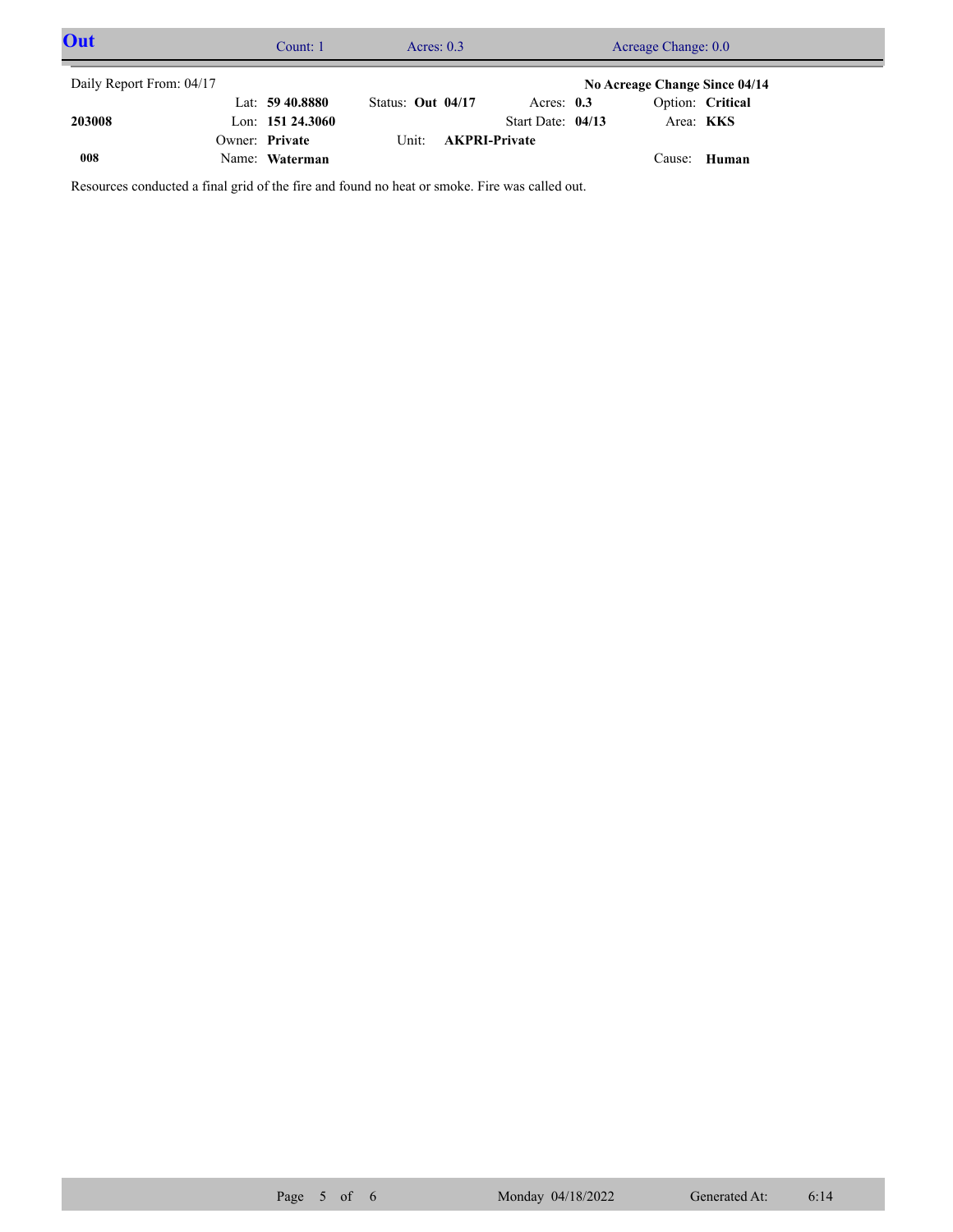## Out

Count: 1 | Acres: 0.3 | Acreage Change: 0.0

Daily Report From: 04/17

**No Acreage Change Since 04/14**

| | | | | |
|---|---|---|---|---|
| | Lat: **59 40.8880** | Status: **Out 04/17** | Acres: **0.3** | Option: **Critical** |
| **203008** | Lon: **151 24.3060** | | Start Date: **04/13** | Area: **KKS** |
| | Owner: **Private** | Unit: **AKPRI-Private** | | |
| **008** | Name: **Waterman** | | | Cause: **Human** |

Resources conducted a final grid of the fire and found no heat or smoke. Fire was called out.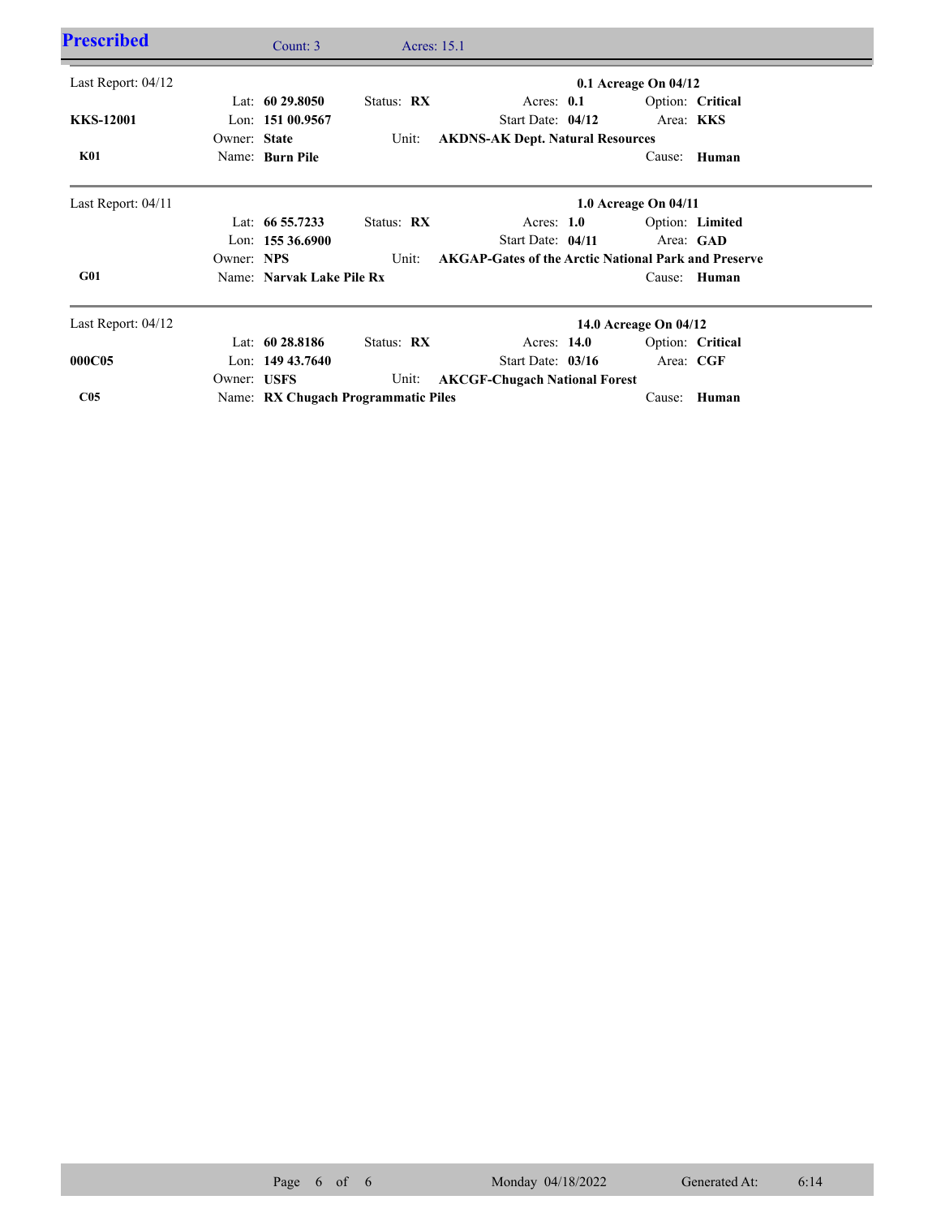## Prescribed

Count: 3 Acres: 15.1

---

Last Report: 04/12

**0.1 Acreage On 04/12**

| | | | | |
|---|---|---|---|---|
| **KKS-12001** | Lat: **60 29.8050** | Status: **RX** | Acres: **0.1** | Option: **Critical** |
| | Lon: **151 00.9567** | | Start Date: **04/12** | Area: **KKS** |
| | Owner: **State** | Unit: | **AKDNS-AK Dept. Natural Resources** | |
| **K01** | Name: **Burn Pile** | | | Cause: **Human** |

---

Last Report: 04/11

**1.0 Acreage On 04/11**

| | | | | |
|---|---|---|---|---|
| | Lat: **66 55.7233** | Status: **RX** | Acres: **1.0** | Option: **Limited** |
| | Lon: **155 36.6900** | | Start Date: **04/11** | Area: **GAD** |
| | Owner: **NPS** | Unit: | **AKGAP-Gates of the Arctic National Park and Preserve** | |
| **G01** | Name: **Narvak Lake Pile Rx** | | | Cause: **Human** |

---

Last Report: 04/12

**14.0 Acreage On 04/12**

| | | | | |
|---|---|---|---|---|
| | Lat: **60 28.8186** | Status: **RX** | Acres: **14.0** | Option: **Critical** |
| **000C05** | Lon: **149 43.7640** | | Start Date: **03/16** | Area: **CGF** |
| | Owner: **USFS** | Unit: | **AKCGF-Chugach National Forest** | |
| **C05** | Name: **RX Chugach Programmatic Piles** | | | Cause: **Human** |

Monday 04/18/2022 Generated At: 6:14